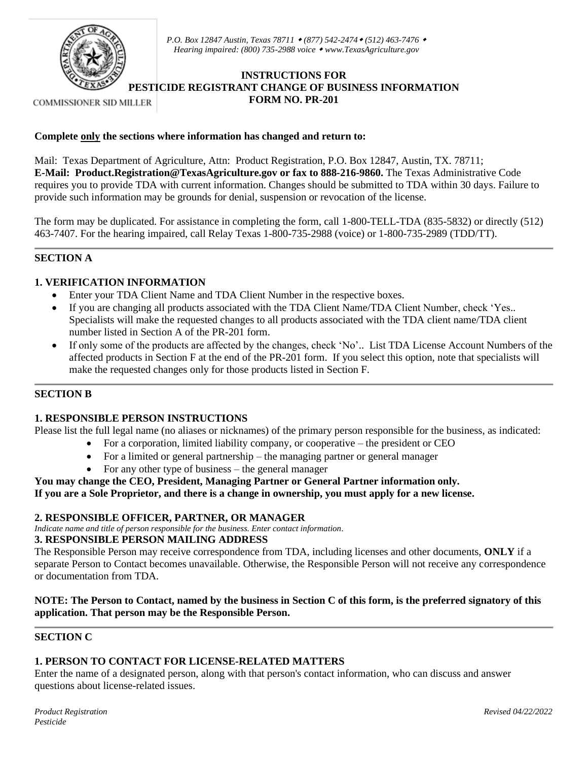P.O. Box 12847 Austin, Texas 78711 • (877) 542-2474 • (512) 463-7476 •
Hearing impaired: (800) 735-2988 voice • www.TexasAgriculture.gov

COMMISSIONER SID MILLER

# INSTRUCTIONS FOR PESTICIDE REGISTRANT CHANGE OF BUSINESS INFORMATION FORM NO. PR-201

**Complete only the sections where information has changed and return to:**

Mail: Texas Department of Agriculture, Attn: Product Registration, P.O. Box 12847, Austin, TX. 78711;
**E-Mail: Product.Registration@TexasAgriculture.gov or fax to 888-216-9860.** The Texas Administrative Code requires you to provide TDA with current information. Changes should be submitted to TDA within 30 days. Failure to provide such information may be grounds for denial, suspension or revocation of the license.

The form may be duplicated. For assistance in completing the form, call 1-800-TELL-TDA (835-5832) or directly (512) 463-7407. For the hearing impaired, call Relay Texas 1-800-735-2988 (voice) or 1-800-735-2989 (TDD/TT).

## SECTION A

### 1. VERIFICATION INFORMATION

- Enter your TDA Client Name and TDA Client Number in the respective boxes.
- If you are changing all products associated with the TDA Client Name/TDA Client Number, check 'Yes.. Specialists will make the requested changes to all products associated with the TDA client name/TDA client number listed in Section A of the PR-201 form.
- If only some of the products are affected by the changes, check 'No'.. List TDA License Account Numbers of the affected products in Section F at the end of the PR-201 form. If you select this option, note that specialists will make the requested changes only for those products listed in Section F.

## SECTION B

### 1. RESPONSIBLE PERSON INSTRUCTIONS

Please list the full legal name (no aliases or nicknames) of the primary person responsible for the business, as indicated:

- For a corporation, limited liability company, or cooperative – the president or CEO
- For a limited or general partnership – the managing partner or general manager
- For any other type of business – the general manager

**You may change the CEO, President, Managing Partner or General Partner information only.**
**If you are a Sole Proprietor, and there is a change in ownership, you must apply for a new license.**

### 2. RESPONSIBLE OFFICER, PARTNER, OR MANAGER

*Indicate name and title of person responsible for the business. Enter contact information.*

### 3. RESPONSIBLE PERSON MAILING ADDRESS

The Responsible Person may receive correspondence from TDA, including licenses and other documents, **ONLY** if a separate Person to Contact becomes unavailable. Otherwise, the Responsible Person will not receive any correspondence or documentation from TDA.

**NOTE: The Person to Contact, named by the business in Section C of this form, is the preferred signatory of this application. That person may be the Responsible Person.**

## SECTION C

### 1. PERSON TO CONTACT FOR LICENSE-RELATED MATTERS

Enter the name of a designated person, along with that person's contact information, who can discuss and answer questions about license-related issues.

*Product Registration*
*Pesticide*

*Revised 04/22/2022*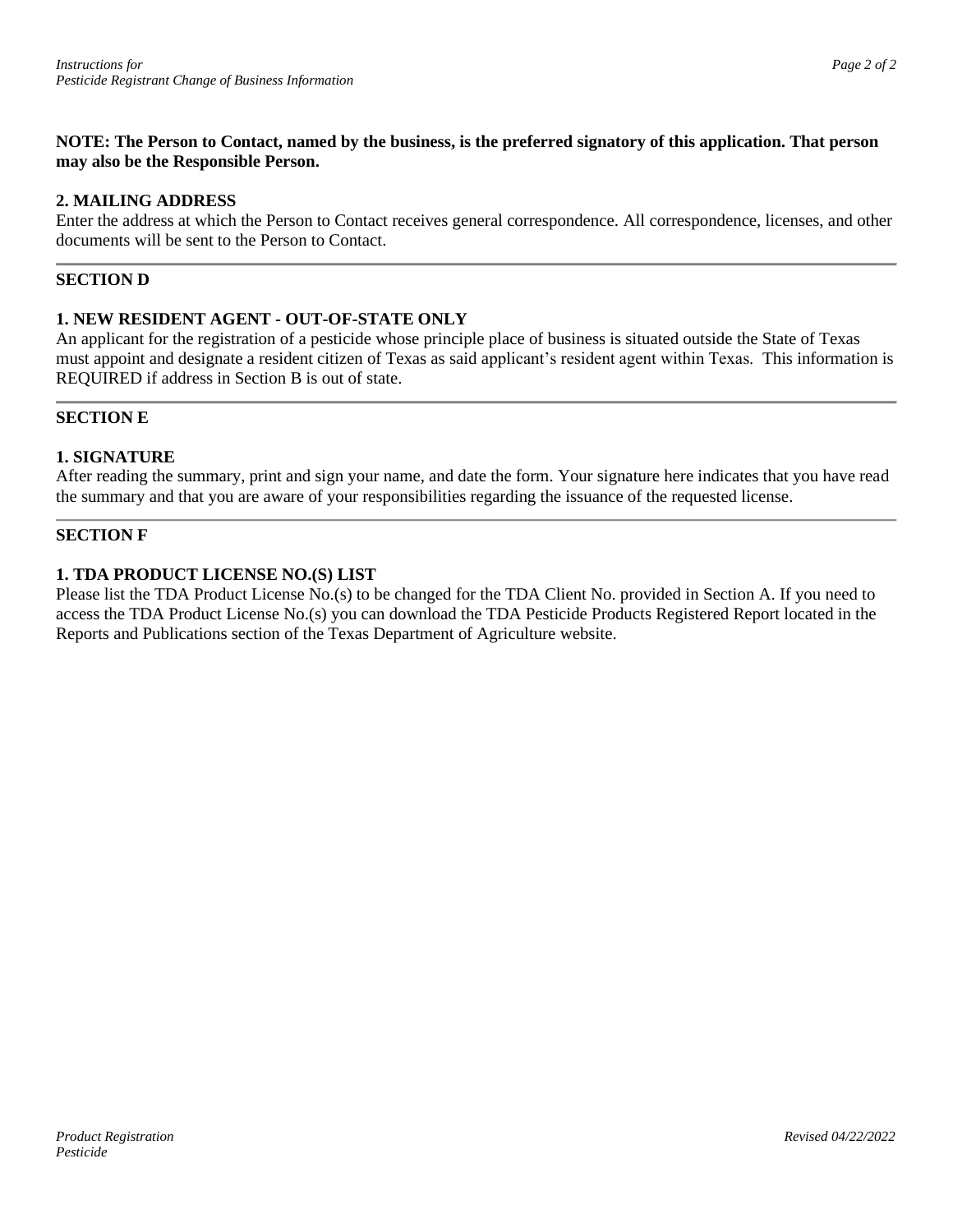**NOTE: The Person to Contact, named by the business, is the preferred signatory of this application. That person may also be the Responsible Person.**

**2. MAILING ADDRESS**

Enter the address at which the Person to Contact receives general correspondence. All correspondence, licenses, and other documents will be sent to the Person to Contact.

---

## SECTION D

**1. NEW RESIDENT AGENT - OUT-OF-STATE ONLY**

An applicant for the registration of a pesticide whose principle place of business is situated outside the State of Texas must appoint and designate a resident citizen of Texas as said applicant's resident agent within Texas. This information is REQUIRED if address in Section B is out of state.

---

## SECTION E

**1. SIGNATURE**

After reading the summary, print and sign your name, and date the form. Your signature here indicates that you have read the summary and that you are aware of your responsibilities regarding the issuance of the requested license.

---

## SECTION F

**1. TDA PRODUCT LICENSE NO.(S) LIST**

Please list the TDA Product License No.(s) to be changed for the TDA Client No. provided in Section A. If you need to access the TDA Product License No.(s) you can download the TDA Pesticide Products Registered Report located in the Reports and Publications section of the Texas Department of Agriculture website.